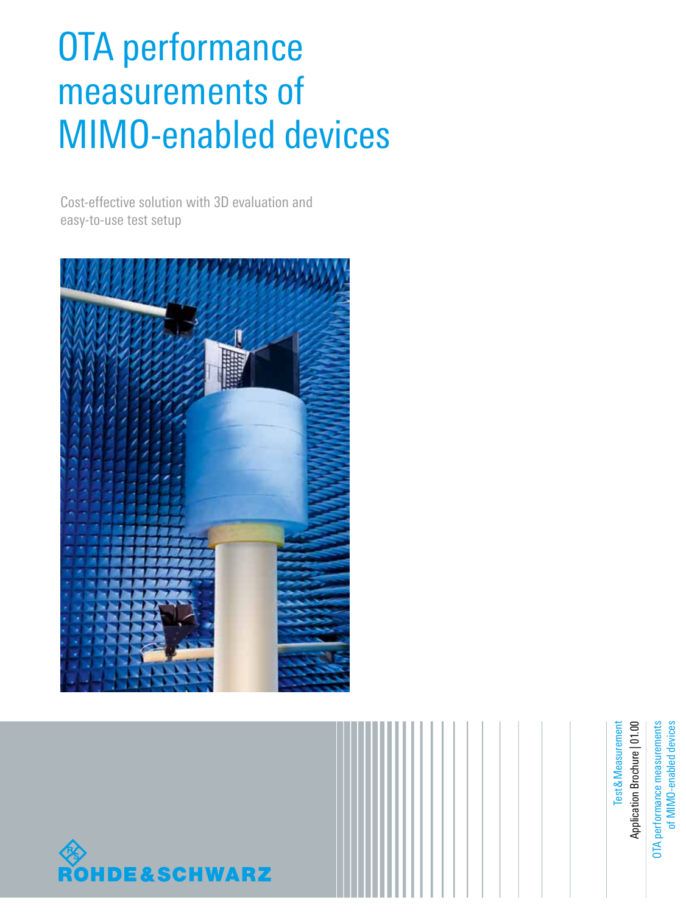# OTA performance measurements of MIMO-enabled devices

Cost-effective solution with 3D evaluation and easy-to-use test setup

Test & Measurement

Application Brochure | 01.00

OTA performance measurements of MIMO-enabled devices

ROHDE & SCHWARZ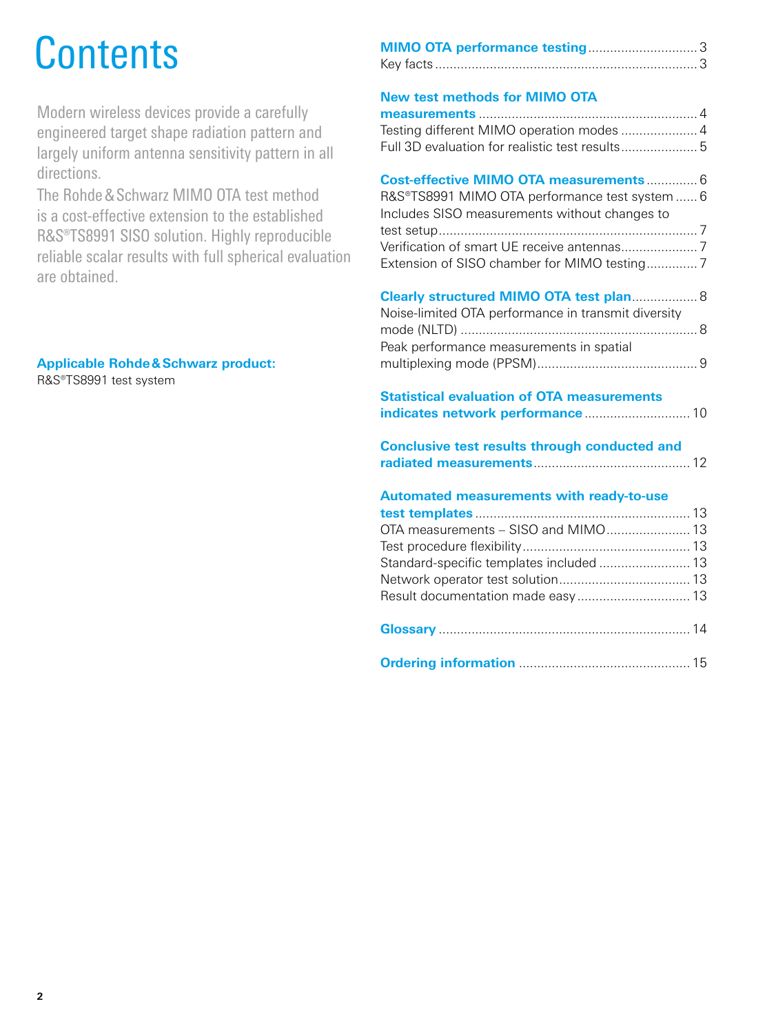# Contents

Modern wireless devices provide a carefully engineered target shape radiation pattern and largely uniform antenna sensitivity pattern in all directions.

The Rohde & Schwarz MIMO OTA test method is a cost-effective extension to the established R&S®TS8991 SISO solution. Highly reproducible reliable scalar results with full spherical evaluation are obtained.

**Applicable Rohde & Schwarz product:**
R&S®TS8991 test system

**MIMO OTA performance testing** .............................. 3
Key facts .............................................................................. 3

**New test methods for MIMO OTA measurements** ............................................................. 4
Testing different MIMO operation modes ..................... 4
Full 3D evaluation for realistic test results ..................... 5

**Cost-effective MIMO OTA measurements** .............. 6
R&S®TS8991 MIMO OTA performance test system ...... 6
Includes SISO measurements without changes to test setup ...................................................................... 7
Verification of smart UE receive antennas..................... 7
Extension of SISO chamber for MIMO testing.............. 7

**Clearly structured MIMO OTA test plan**.................. 8
Noise-limited OTA performance in transmit diversity mode (NLTD) ................................................................ 8
Peak performance measurements in spatial multiplexing mode (PPSM)............................................ 9

**Statistical evaluation of OTA measurements indicates network performance** ............................. 10

**Conclusive test results through conducted and radiated measurements**........................................... 12

**Automated measurements with ready-to-use test templates** ........................................................... 13
OTA measurements – SISO and MIMO....................... 13
Test procedure flexibility............................................. 13
Standard-specific templates included ......................... 13
Network operator test solution.................................... 13
Result documentation made easy ............................... 13

**Glossary** .................................................................... 14

**Ordering information** ............................................... 15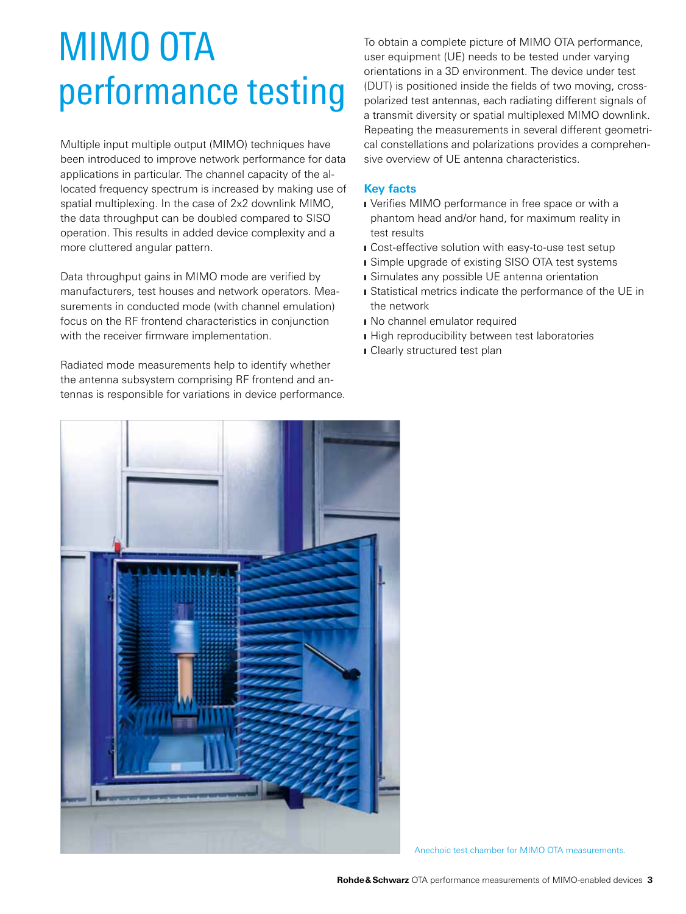# MIMO OTA performance testing

Multiple input multiple output (MIMO) techniques have been introduced to improve network performance for data applications in particular. The channel capacity of the allocated frequency spectrum is increased by making use of spatial multiplexing. In the case of 2x2 downlink MIMO, the data throughput can be doubled compared to SISO operation. This results in added device complexity and a more cluttered angular pattern.

Data throughput gains in MIMO mode are verified by manufacturers, test houses and network operators. Measurements in conducted mode (with channel emulation) focus on the RF frontend characteristics in conjunction with the receiver firmware implementation.

Radiated mode measurements help to identify whether the antenna subsystem comprising RF frontend and antennas is responsible for variations in device performance.

To obtain a complete picture of MIMO OTA performance, user equipment (UE) needs to be tested under varying orientations in a 3D environment. The device under test (DUT) is positioned inside the fields of two moving, cross-polarized test antennas, each radiating different signals of a transmit diversity or spatial multiplexed MIMO downlink. Repeating the measurements in several different geometrical constellations and polarizations provides a comprehensive overview of UE antenna characteristics.

## Key facts

- Verifies MIMO performance in free space or with a phantom head and/or hand, for maximum reality in test results
- Cost-effective solution with easy-to-use test setup
- Simple upgrade of existing SISO OTA test systems
- Simulates any possible UE antenna orientation
- Statistical metrics indicate the performance of the UE in the network
- No channel emulator required
- High reproducibility between test laboratories
- Clearly structured test plan

Anechoic test chamber for MIMO OTA measurements.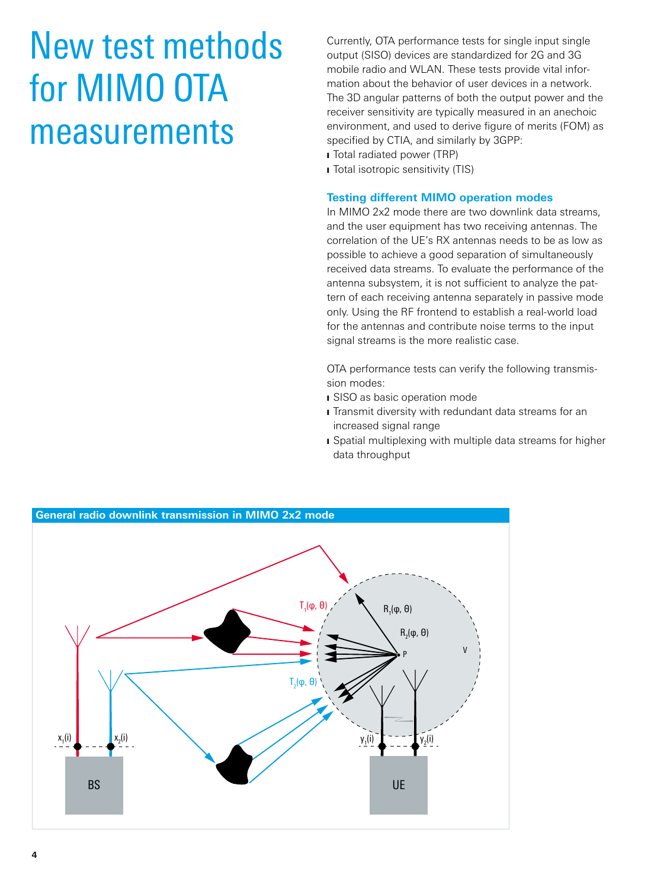# New test methods for MIMO OTA measurements

Currently, OTA performance tests for single input single output (SISO) devices are standardized for 2G and 3G mobile radio and WLAN. These tests provide vital information about the behavior of user devices in a network. The 3D angular patterns of both the output power and the receiver sensitivity are typically measured in an anechoic environment, and used to derive figure of merits (FOM) as specified by CTIA, and similarly by 3GPP:

- Total radiated power (TRP)
- Total isotropic sensitivity (TIS)

### Testing different MIMO operation modes

In MIMO 2x2 mode there are two downlink data streams, and the user equipment has two receiving antennas. The correlation of the UE's RX antennas needs to be as low as possible to achieve a good separation of simultaneously received data streams. To evaluate the performance of the antenna subsystem, it is not sufficient to analyze the pattern of each receiving antenna separately in passive mode only. Using the RF frontend to establish a real-world load for the antennas and contribute noise terms to the input signal streams is the more realistic case.

OTA performance tests can verify the following transmission modes:

- SISO as basic operation mode
- Transmit diversity with redundant data streams for an increased signal range
- Spatial multiplexing with multiple data streams for higher data throughput

**General radio downlink transmission in MIMO 2x2 mode**

$T_1(\varphi, \theta)$ $R_1(\varphi, \theta)$ $R_2(\varphi, \theta)$ P V $T_2(\varphi, \theta)$ $x_1(i)$ $x_2(i)$ $y_1(i)$ $y_2(i)$ BS UE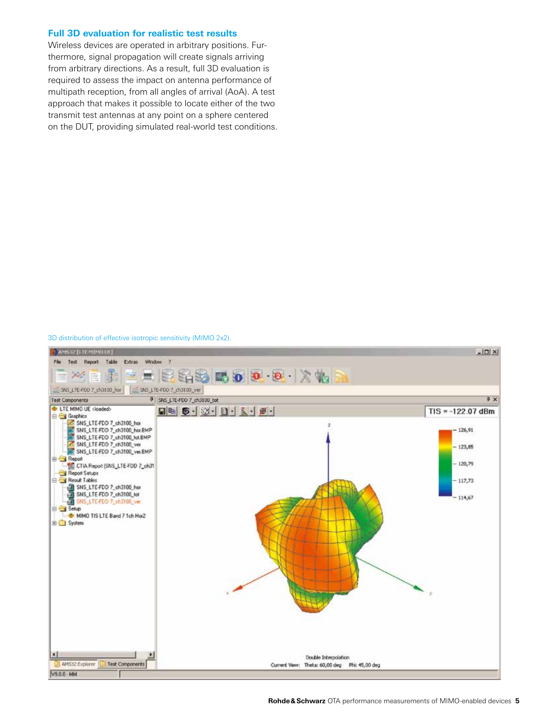### Full 3D evaluation for realistic test results

Wireless devices are operated in arbitrary positions. Furthermore, signal propagation will create signals arriving from arbitrary directions. As a result, full 3D evaluation is required to assess the impact on antenna performance of multipath reception, from all angles of arrival (AoA). A test approach that makes it possible to locate either of the two transmit test antennas at any point on a sphere centered on the DUT, providing simulated real-world test conditions.

3D distribution of effective isotropic sensitivity (MIMO 2x2).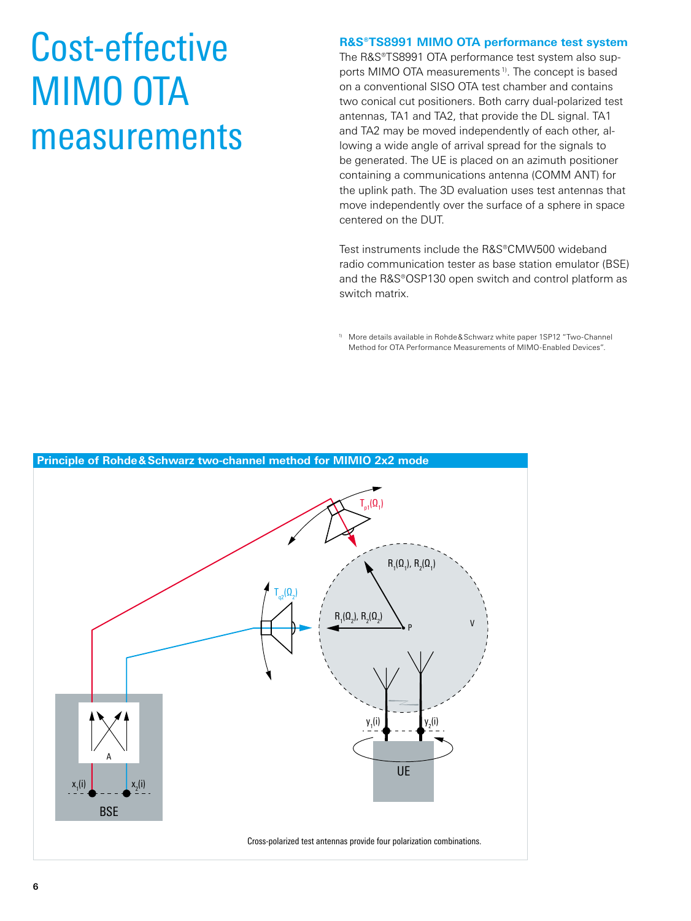# Cost-effective MIMO OTA measurements

### R&S®TS8991 MIMO OTA performance test system

The R&S®TS8991 OTA performance test system also supports MIMO OTA measurements[1]. The concept is based on a conventional SISO OTA test chamber and contains two conical cut positioners. Both carry dual-polarized test antennas, TA1 and TA2, that provide the DL signal. TA1 and TA2 may be moved independently of each other, allowing a wide angle of arrival spread for the signals to be generated. The UE is placed on an azimuth positioner containing a communications antenna (COMM ANT) for the uplink path. The 3D evaluation uses test antennas that move independently over the surface of a sphere in space centered on the DUT.

Test instruments include the R&S®CMW500 wideband radio communication tester as base station emulator (BSE) and the R&S®OSP130 open switch and control platform as switch matrix.

[1] More details available in Rohde&Schwarz white paper 1SP12 "Two-Channel Method for OTA Performance Measurements of MIMO-Enabled Devices".

**Principle of Rohde&Schwarz two-channel method for MIMIO 2x2 mode**

Cross-polarized test antennas provide four polarization combinations.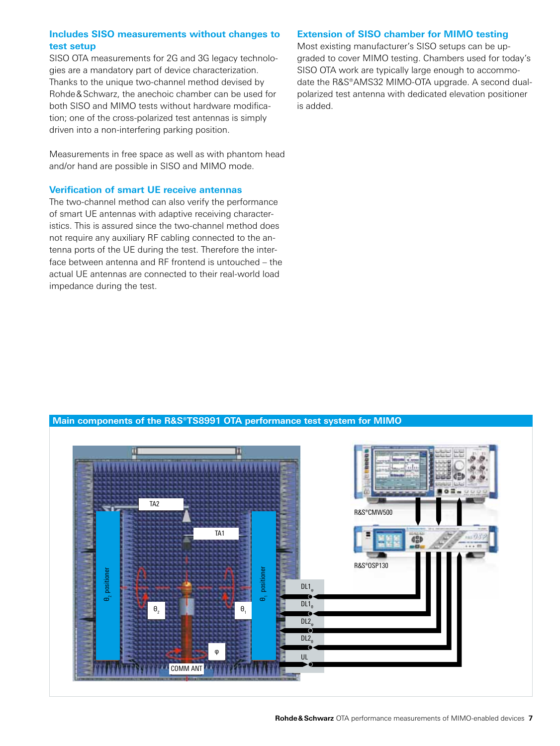### Includes SISO measurements without changes to test setup

SISO OTA measurements for 2G and 3G legacy technologies are a mandatory part of device characterization. Thanks to the unique two-channel method devised by Rohde & Schwarz, the anechoic chamber can be used for both SISO and MIMO tests without hardware modification; one of the cross-polarized test antennas is simply driven into a non-interfering parking position.

Measurements in free space as well as with phantom head and/or hand are possible in SISO and MIMO mode.

### Verification of smart UE receive antennas

The two-channel method can also verify the performance of smart UE antennas with adaptive receiving characteristics. This is assured since the two-channel method does not require any auxiliary RF cabling connected to the antenna ports of the UE during the test. Therefore the interface between antenna and RF frontend is untouched – the actual UE antennas are connected to their real-world load impedance during the test.

### Extension of SISO chamber for MIMO testing

Most existing manufacturer's SISO setups can be upgraded to cover MIMO testing. Chambers used for today's SISO OTA work are typically large enough to accommodate the R&S®AMS32 MIMO-OTA upgrade. A second dual-polarized test antenna with dedicated elevation positioner is added.

**Main components of the R&S®TS8991 OTA performance test system for MIMO**

TA2, TA1, $\theta_2$ positioner, $\theta_1$ positioner, $\theta_2$, $\theta_1$, φ, COMM ANT, $DL1_\varphi$, $DL1_\theta$, $DL2_\varphi$, $DL2_\theta$, UL, R&S®CMW500, R&S®OSP130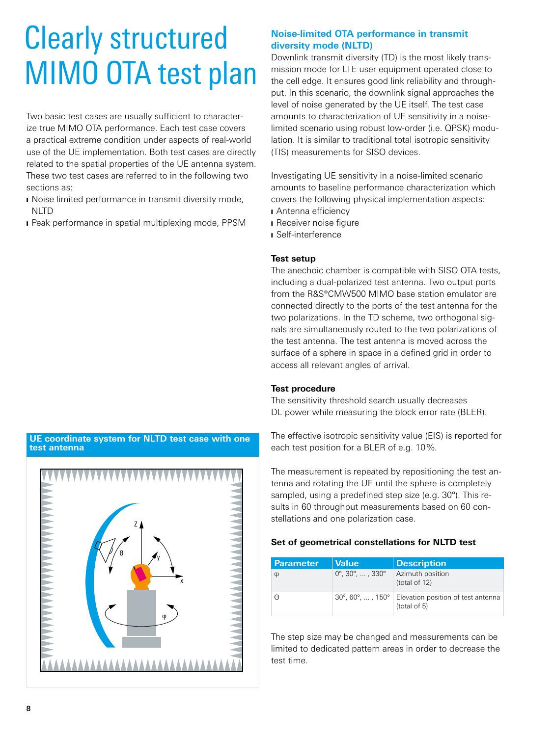# Clearly structured MIMO OTA test plan

Two basic test cases are usually sufficient to characterize true MIMO OTA performance. Each test case covers a practical extreme condition under aspects of real-world use of the UE implementation. Both test cases are directly related to the spatial properties of the UE antenna system. These two test cases are referred to in the following two sections as:

- Noise limited performance in transmit diversity mode, NLTD
- Peak performance in spatial multiplexing mode, PPSM

**UE coordinate system for NLTD test case with one test antenna**

## Noise-limited OTA performance in transmit diversity mode (NLTD)

Downlink transmit diversity (TD) is the most likely transmission mode for LTE user equipment operated close to the cell edge. It ensures good link reliability and throughput. In this scenario, the downlink signal approaches the level of noise generated by the UE itself. The test case amounts to characterization of UE sensitivity in a noise-limited scenario using robust low-order (i.e. QPSK) modulation. It is similar to traditional total isotropic sensitivity (TIS) measurements for SISO devices.

Investigating UE sensitivity in a noise-limited scenario amounts to baseline performance characterization which covers the following physical implementation aspects:

- Antenna efficiency
- Receiver noise figure
- Self-interference

### Test setup

The anechoic chamber is compatible with SISO OTA tests, including a dual-polarized test antenna. Two output ports from the R&S®CMW500 MIMO base station emulator are connected directly to the ports of the test antenna for the two polarizations. In the TD scheme, two orthogonal signals are simultaneously routed to the two polarizations of the test antenna. The test antenna is moved across the surface of a sphere in space in a defined grid in order to access all relevant angles of arrival.

### Test procedure

The sensitivity threshold search usually decreases DL power while measuring the block error rate (BLER).

The effective isotropic sensitivity value (EIS) is reported for each test position for a BLER of e.g. 10%.

The measurement is repeated by repositioning the test antenna and rotating the UE until the sphere is completely sampled, using a predefined step size (e.g. 30°). This results in 60 throughput measurements based on 60 constellations and one polarization case.

### Set of geometrical constellations for NLTD test

| Parameter | Value | Description |
| --- | --- | --- |
| φ | 0°, 30°, ... , 330° | Azimuth position (total of 12) |
| Θ | 30°, 60°, ... , 150° | Elevation position of test antenna (total of 5) |

The step size may be changed and measurements can be limited to dedicated pattern areas in order to decrease the test time.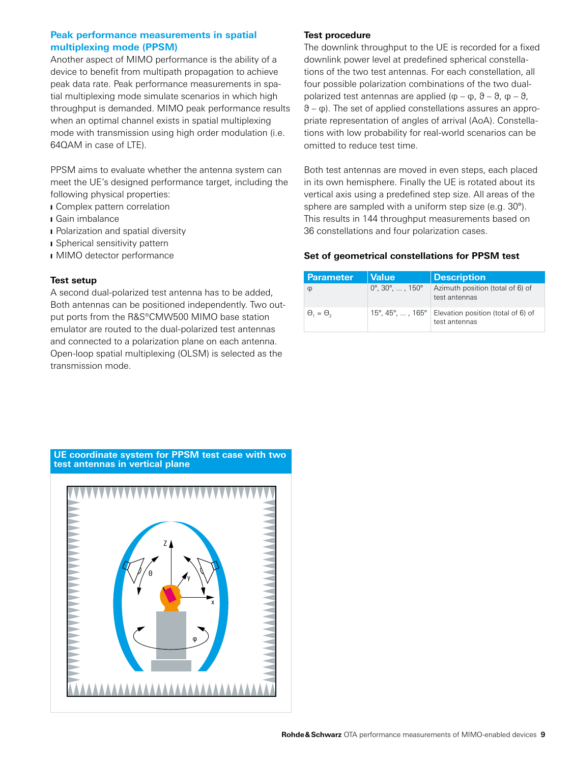## Peak performance measurements in spatial multiplexing mode (PPSM)

Another aspect of MIMO performance is the ability of a device to benefit from multipath propagation to achieve peak data rate. Peak performance measurements in spatial multiplexing mode simulate scenarios in which high throughput is demanded. MIMO peak performance results when an optimal channel exists in spatial multiplexing mode with transmission using high order modulation (i.e. 64QAM in case of LTE).

PPSM aims to evaluate whether the antenna system can meet the UE's designed performance target, including the following physical properties:

- Complex pattern correlation
- Gain imbalance
- Polarization and spatial diversity
- Spherical sensitivity pattern
- MIMO detector performance

### Test setup

A second dual-polarized test antenna has to be added, Both antennas can be positioned independently. Two output ports from the R&S®CMW500 MIMO base station emulator are routed to the dual-polarized test antennas and connected to a polarization plane on each antenna. Open-loop spatial multiplexing (OLSM) is selected as the transmission mode.

UE coordinate system for PPSM test case with two test antennas in vertical plane

### Test procedure

The downlink throughput to the UE is recorded for a fixed downlink power level at predefined spherical constellations of the two test antennas. For each constellation, all four possible polarization combinations of the two dual-polarized test antennas are applied ($\varphi - \varphi$, $\vartheta - \vartheta$, $\varphi - \vartheta$, $\vartheta - \varphi$). The set of applied constellations assures an appropriate representation of angles of arrival (AoA). Constellations with low probability for real-world scenarios can be omitted to reduce test time.

Both test antennas are moved in even steps, each placed in its own hemisphere. Finally the UE is rotated about its vertical axis using a predefined step size. All areas of the sphere are sampled with a uniform step size (e.g. 30°). This results in 144 throughput measurements based on 36 constellations and four polarization cases.

### Set of geometrical constellations for PPSM test

| Parameter | Value | Description |
|---|---|---|
| $\varphi$ | 0°, 30°, ... , 150° | Azimuth position (total of 6) of test antennas |
| $\Theta_1 = \Theta_2$ | 15°, 45°, ... , 165° | Elevation position (total of 6) of test antennas |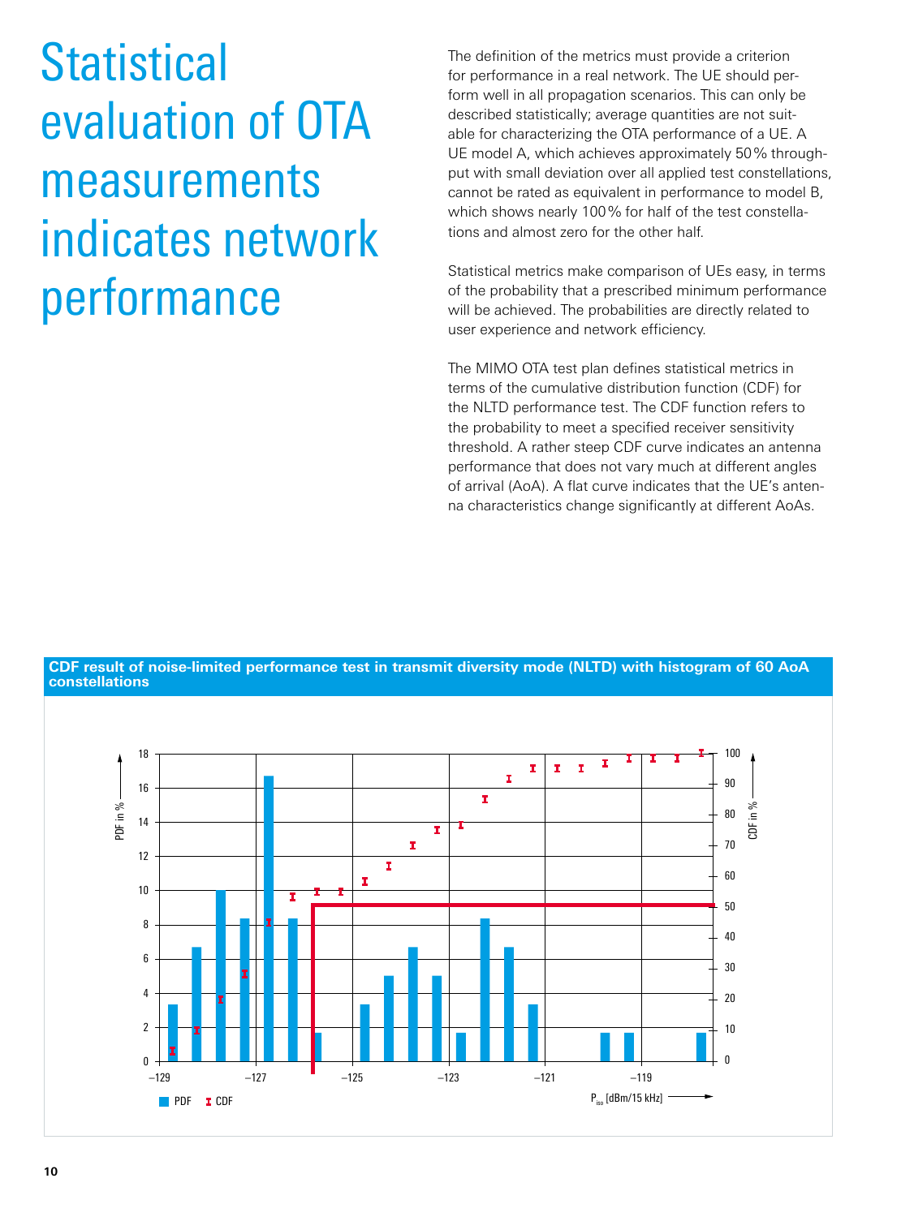# Statistical evaluation of OTA measurements indicates network performance

The definition of the metrics must provide a criterion for performance in a real network. The UE should perform well in all propagation scenarios. This can only be described statistically; average quantities are not suitable for characterizing the OTA performance of a UE. A UE model A, which achieves approximately 50% throughput with small deviation over all applied test constellations, cannot be rated as equivalent in performance to model B, which shows nearly 100% for half of the test constellations and almost zero for the other half.

Statistical metrics make comparison of UEs easy, in terms of the probability that a prescribed minimum performance will be achieved. The probabilities are directly related to user experience and network efficiency.

The MIMO OTA test plan defines statistical metrics in terms of the cumulative distribution function (CDF) for the NLTD performance test. The CDF function refers to the probability to meet a specified receiver sensitivity threshold. A rather steep CDF curve indicates an antenna performance that does not vary much at different angles of arrival (AoA). A flat curve indicates that the UE's antenna characteristics change significantly at different AoAs.

**CDF result of noise-limited performance test in transmit diversity mode (NLTD) with histogram of 60 AoA constellations**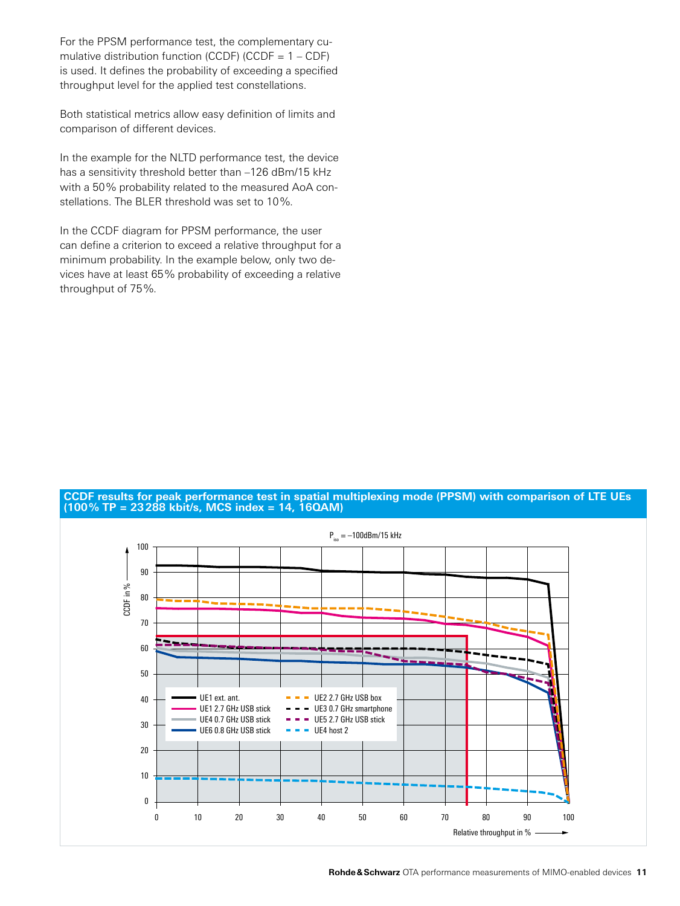For the PPSM performance test, the complementary cumulative distribution function (CCDF) (CCDF = 1 – CDF) is used. It defines the probability of exceeding a specified throughput level for the applied test constellations.

Both statistical metrics allow easy definition of limits and comparison of different devices.

In the example for the NLTD performance test, the device has a sensitivity threshold better than –126 dBm/15 kHz with a 50 % probability related to the measured AoA constellations. The BLER threshold was set to 10 %.

In the CCDF diagram for PPSM performance, the user can define a criterion to exceed a relative throughput for a minimum probability. In the example below, only two devices have at least 65 % probability of exceeding a relative throughput of 75 %.

**CCDF results for peak performance test in spatial multiplexing mode (PPSM) with comparison of LTE UEs (100 % TP = 23 288 kbit/s, MCS index = 14, 16QAM)**

$P_{iso}$ = –100dBm/15 kHz

CCDF in %

Relative throughput in %

UE1 ext. ant. | UE2 2.7 GHz USB box | UE1 2.7 GHz USB stick | UE3 0.7 GHz smartphone | UE4 0.7 GHz USB stick | UE5 2.7 GHz USB stick | UE6 0.8 GHz USB stick | UE4 host 2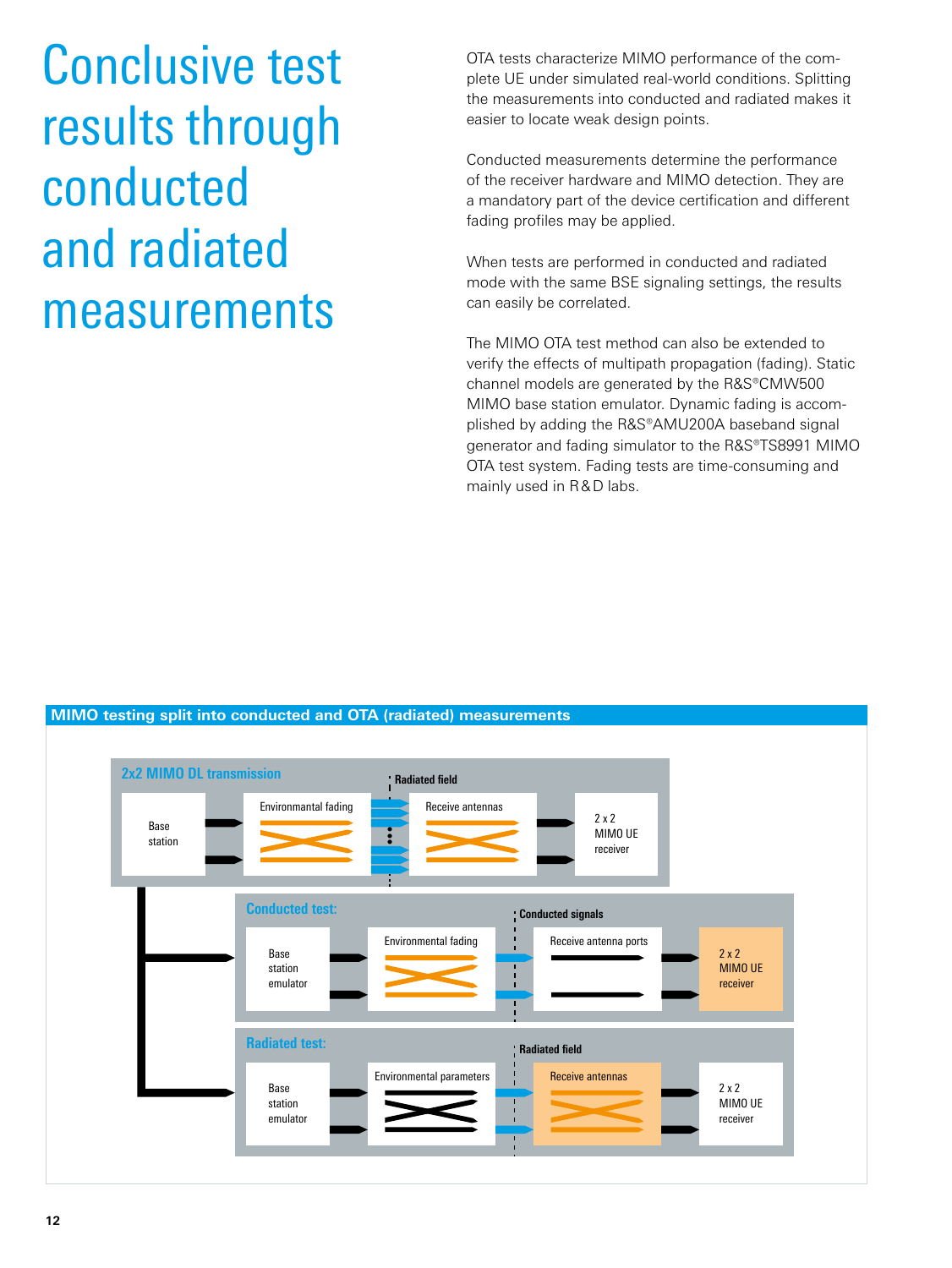# Conclusive test results through conducted and radiated measurements

OTA tests characterize MIMO performance of the complete UE under simulated real-world conditions. Splitting the measurements into conducted and radiated makes it easier to locate weak design points.

Conducted measurements determine the performance of the receiver hardware and MIMO detection. They are a mandatory part of the device certification and different fading profiles may be applied.

When tests are performed in conducted and radiated mode with the same BSE signaling settings, the results can easily be correlated.

The MIMO OTA test method can also be extended to verify the effects of multipath propagation (fading). Static channel models are generated by the R&S®CMW500 MIMO base station emulator. Dynamic fading is accomplished by adding the R&S®AMU200A baseband signal generator and fading simulator to the R&S®TS8991 MIMO OTA test system. Fading tests are time-consuming and mainly used in R&D labs.

**MIMO testing split into conducted and OTA (radiated) measurements**

**2x2 MIMO DL transmission**

Base station → Environmantal fading → Radiated field → Receive antennas → 2 x 2 MIMO UE receiver

**Conducted test:**

Base station emulator → Environmental fading → Conducted signals → Receive antenna ports → 2 x 2 MIMO UE receiver

**Radiated test:**

Base station emulator → Environmental parameters → Radiated field → Receive antennas → 2 x 2 MIMO UE receiver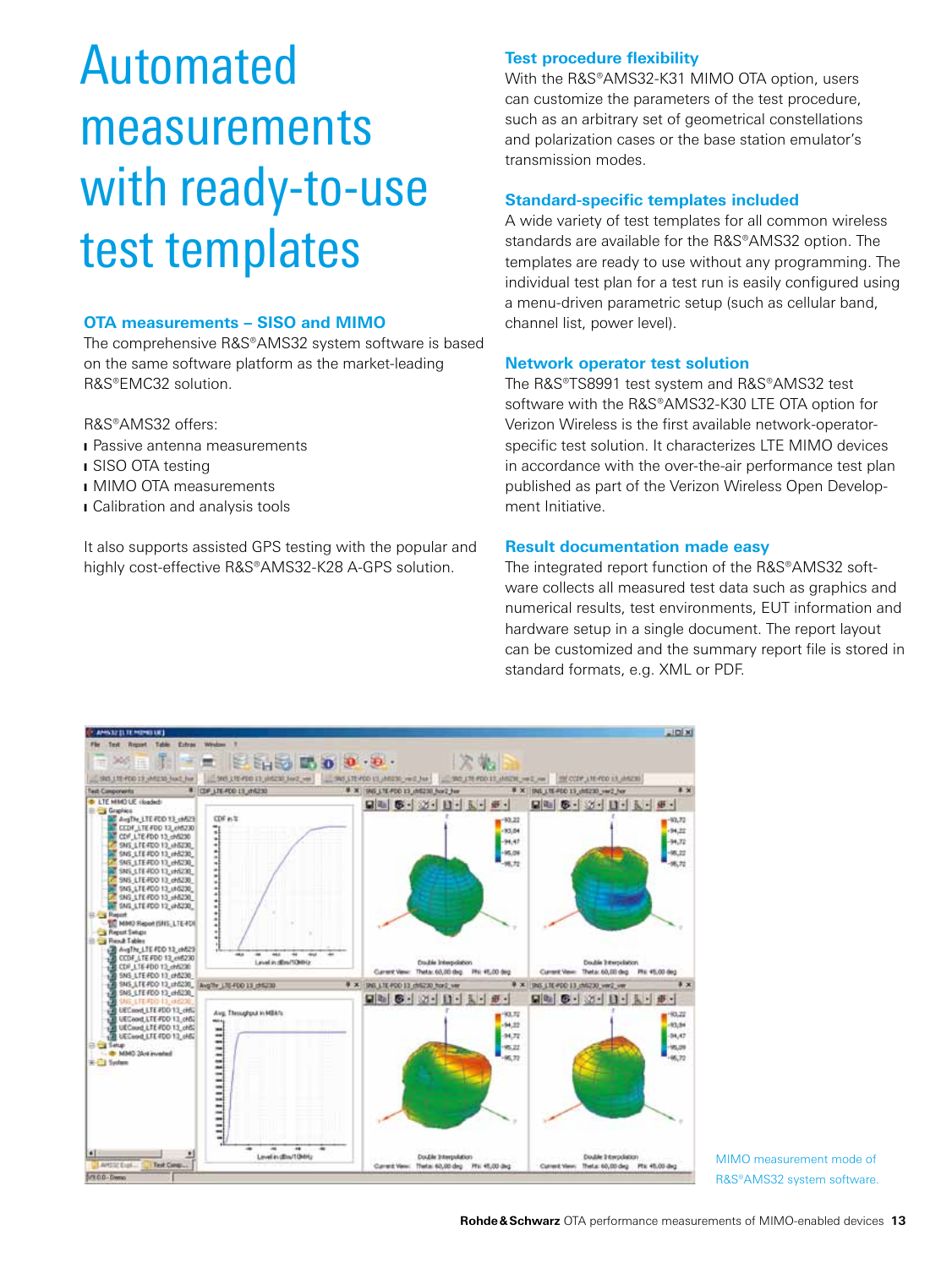# Automated measurements with ready-to-use test templates

### OTA measurements – SISO and MIMO

The comprehensive R&S®AMS32 system software is based on the same software platform as the market-leading R&S®EMC32 solution.

R&S®AMS32 offers:

- Passive antenna measurements
- SISO OTA testing
- MIMO OTA measurements
- Calibration and analysis tools

It also supports assisted GPS testing with the popular and highly cost-effective R&S®AMS32-K28 A-GPS solution.

### Test procedure flexibility

With the R&S®AMS32-K31 MIMO OTA option, users can customize the parameters of the test procedure, such as an arbitrary set of geometrical constellations and polarization cases or the base station emulator's transmission modes.

### Standard-specific templates included

A wide variety of test templates for all common wireless standards are available for the R&S®AMS32 option. The templates are ready to use without any programming. The individual test plan for a test run is easily configured using a menu-driven parametric setup (such as cellular band, channel list, power level).

### Network operator test solution

The R&S®TS8991 test system and R&S®AMS32 test software with the R&S®AMS32-K30 LTE OTA option for Verizon Wireless is the first available network-operator-specific test solution. It characterizes LTE MIMO devices in accordance with the over-the-air performance test plan published as part of the Verizon Wireless Open Development Initiative.

### Result documentation made easy

The integrated report function of the R&S®AMS32 software collects all measured test data such as graphics and numerical results, test environments, EUT information and hardware setup in a single document. The report layout can be customized and the summary report file is stored in standard formats, e.g. XML or PDF.

MIMO measurement mode of R&S®AMS32 system software.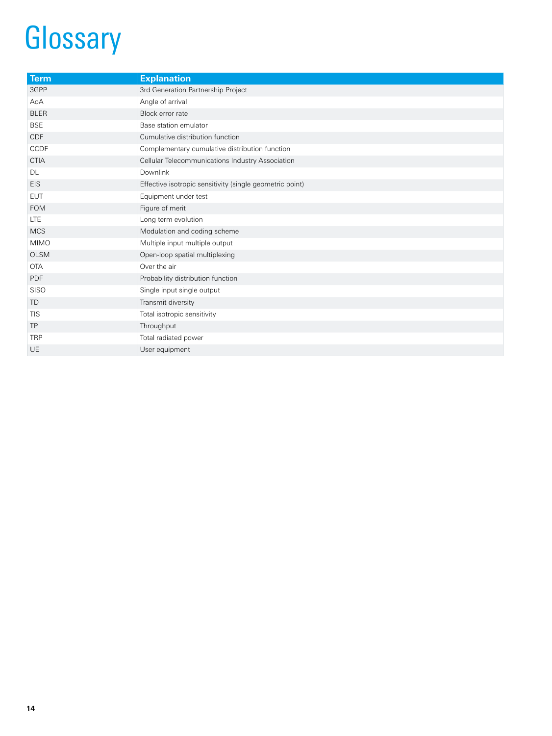# Glossary

| Term | Explanation |
| --- | --- |
| 3GPP | 3rd Generation Partnership Project |
| AoA | Angle of arrival |
| BLER | Block error rate |
| BSE | Base station emulator |
| CDF | Cumulative distribution function |
| CCDF | Complementary cumulative distribution function |
| CTIA | Cellular Telecommunications Industry Association |
| DL | Downlink |
| EIS | Effective isotropic sensitivity (single geometric point) |
| EUT | Equipment under test |
| FOM | Figure of merit |
| LTE | Long term evolution |
| MCS | Modulation and coding scheme |
| MIMO | Multiple input multiple output |
| OLSM | Open-loop spatial multiplexing |
| OTA | Over the air |
| PDF | Probability distribution function |
| SISO | Single input single output |
| TD | Transmit diversity |
| TIS | Total isotropic sensitivity |
| TP | Throughput |
| TRP | Total radiated power |
| UE | User equipment |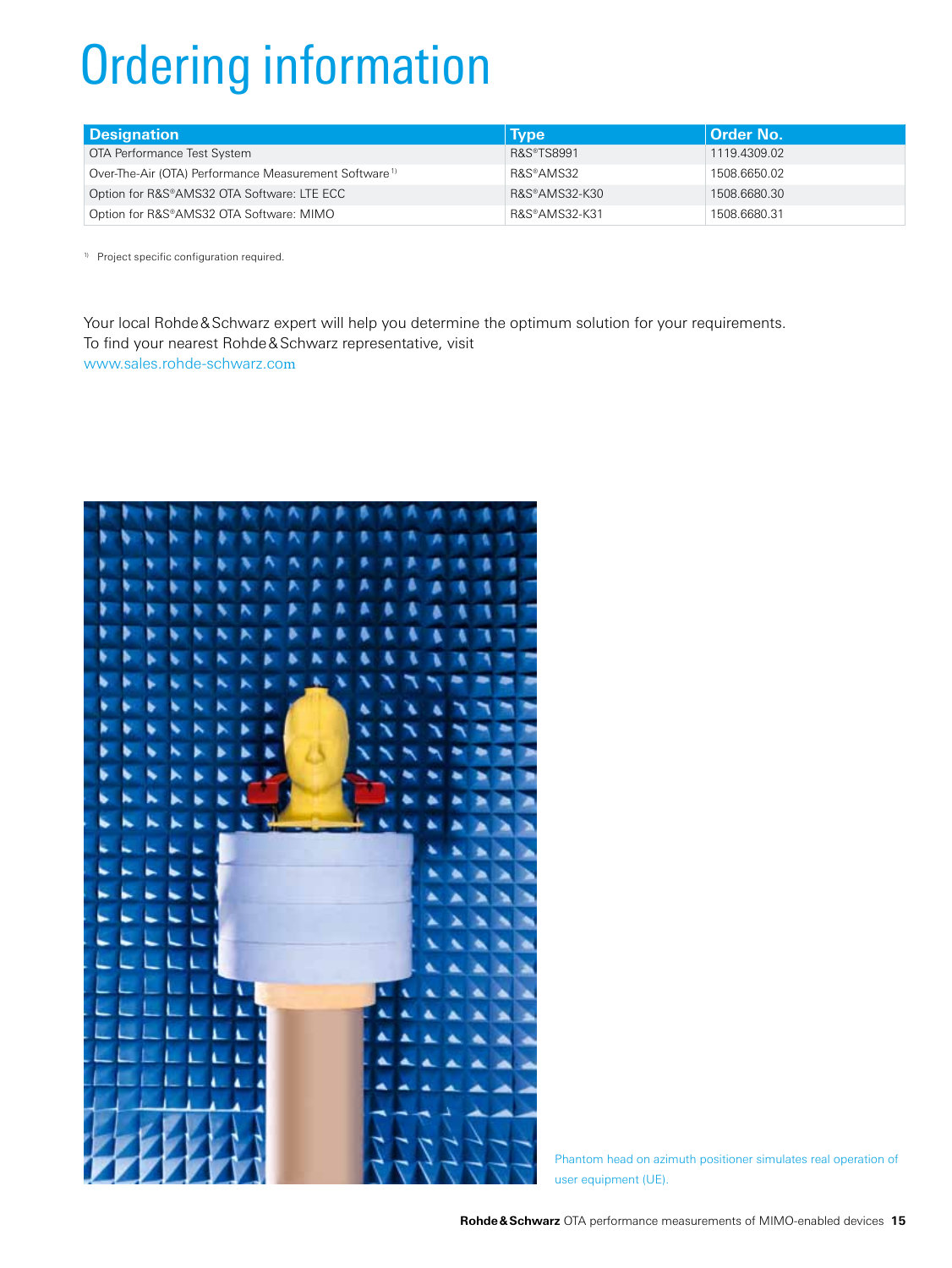# Ordering information

| Designation | Type | Order No. |
|---|---|---|
| OTA Performance Test System | R&S®TS8991 | 1119.4309.02 |
| Over-The-Air (OTA) Performance Measurement Software [1] | R&S®AMS32 | 1508.6650.02 |
| Option for R&S®AMS32 OTA Software: LTE ECC | R&S®AMS32-K30 | 1508.6680.30 |
| Option for R&S®AMS32 OTA Software: MIMO | R&S®AMS32-K31 | 1508.6680.31 |

[1] Project specific configuration required.

Your local Rohde & Schwarz expert will help you determine the optimum solution for your requirements.
To find your nearest Rohde & Schwarz representative, visit
www.sales.rohde-schwarz.com

Phantom head on azimuth positioner simulates real operation of user equipment (UE).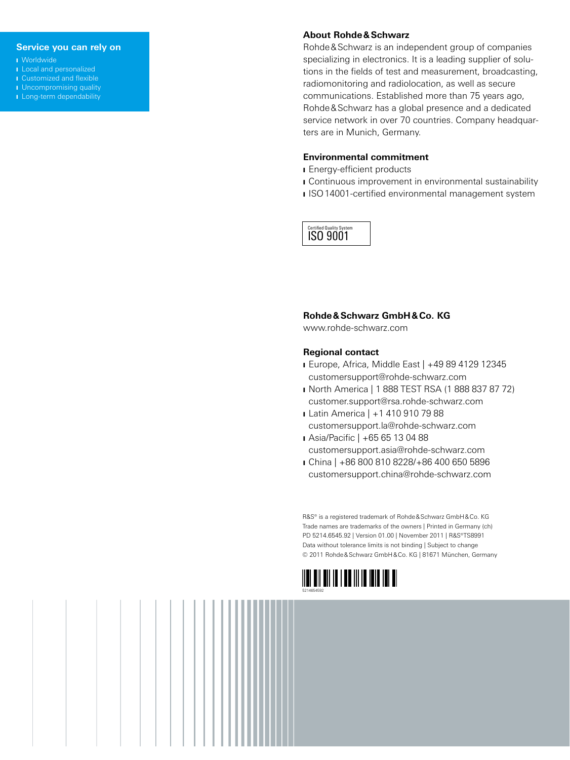## Service you can rely on

- Worldwide
- Local and personalized
- Customized and flexible
- Uncompromising quality
- Long-term dependability

## About Rohde & Schwarz

Rohde & Schwarz is an independent group of companies specializing in electronics. It is a leading supplier of solutions in the fields of test and measurement, broadcasting, radiomonitoring and radiolocation, as well as secure communications. Established more than 75 years ago, Rohde & Schwarz has a global presence and a dedicated service network in over 70 countries. Company headquarters are in Munich, Germany.

## Environmental commitment

- Energy-efficient products
- Continuous improvement in environmental sustainability
- ISO 14001-certified environmental management system

Certified Quality System
ISO 9001

## Rohde & Schwarz GmbH & Co. KG

www.rohde-schwarz.com

## Regional contact

- Europe, Africa, Middle East | +49 89 4129 12345
  customersupport@rohde-schwarz.com
- North America | 1 888 TEST RSA (1 888 837 87 72)
  customer.support@rsa.rohde-schwarz.com
- Latin America | +1 410 910 79 88
  customersupport.la@rohde-schwarz.com
- Asia/Pacific | +65 65 13 04 88
  customersupport.asia@rohde-schwarz.com
- China | +86 800 810 8228/+86 400 650 5896
  customersupport.china@rohde-schwarz.com

R&S® is a registered trademark of Rohde & Schwarz GmbH & Co. KG
Trade names are trademarks of the owners | Printed in Germany (ch)
PD 5214.6545.92 | Version 01.00 | November 2011 | R&S®TS8991
Data without tolerance limits is not binding | Subject to change
© 2011 Rohde & Schwarz GmbH & Co. KG | 81671 München, Germany

5214654592